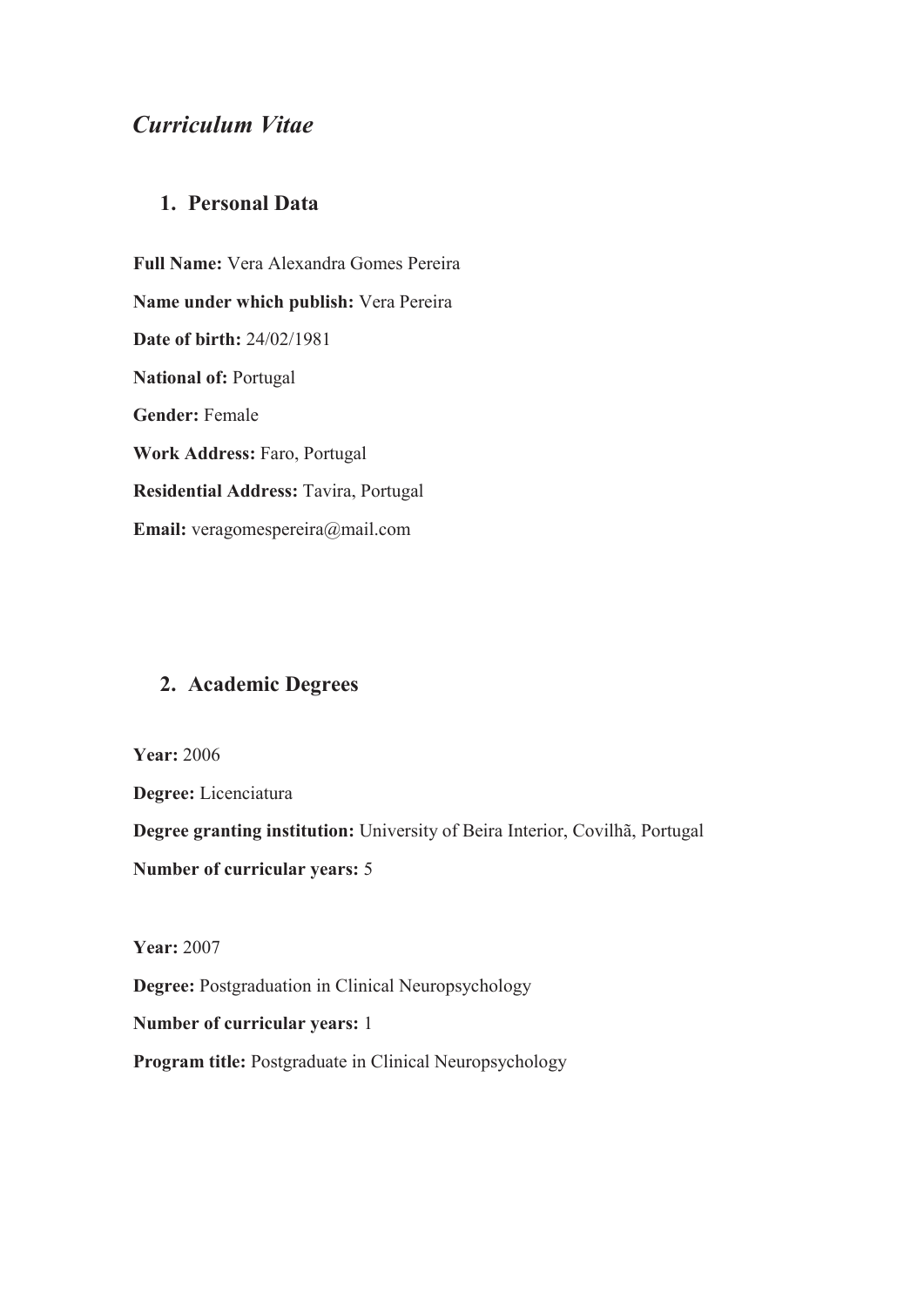# *Curriculum Vitae*

## 1. Personal Data

**Full Name:** Vera Alexandra Gomes Pereira

**Name under which publish:** Vera Pereira

**Date of birth:** 24/02/1981

**National of:** Portugal

**Gender:** Female

**Work Address:** Faro, Portugal

**Residential Address:** Tavira, Portugal

**Email:** veragomespereira@mail.com

## 2. Academic Degrees

**Year:** 2006

**Degree:** Licenciatura

**Degree granting institution:** University of Beira Interior, Covilhã, Portugal

**Number of curricular years:** 5

**Year:** 2007

**Degree:** Postgraduation in Clinical Neuropsychology

**Number of curricular years:** 1

**Program title:** Postgraduate in Clinical Neuropsychology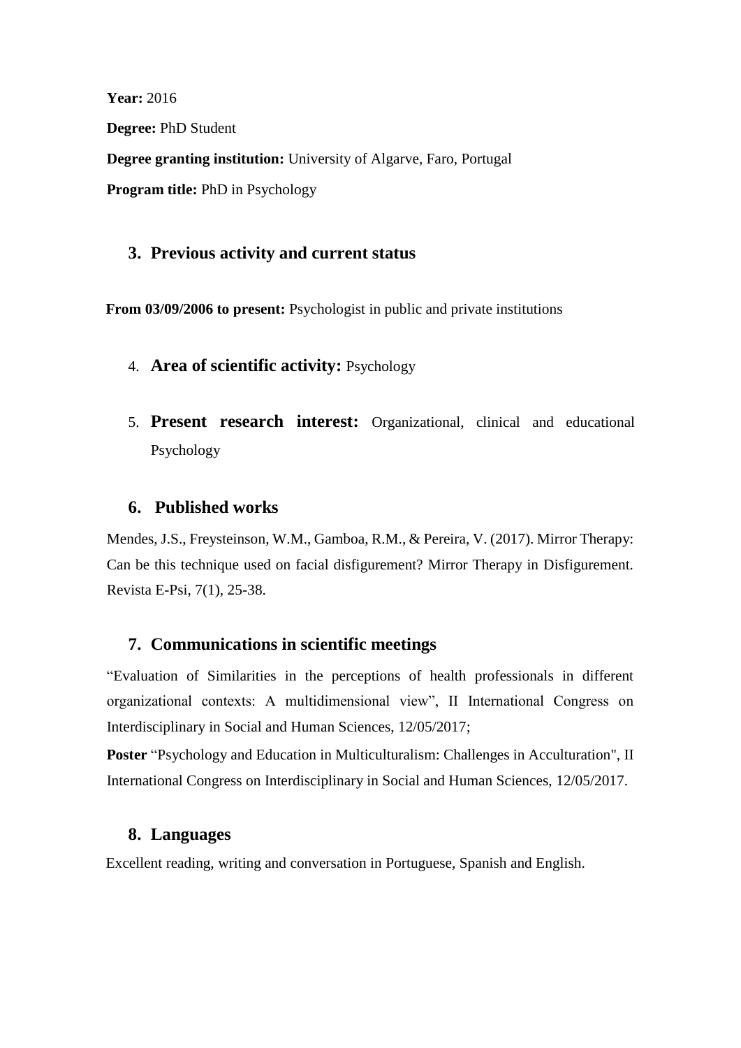**Year:** 2016

**Degree:** PhD Student

**Degree granting institution:** University of Algarve, Faro, Portugal

**Program title:** PhD in Psychology

## 3. Previous activity and current status

**From 03/09/2006 to present:** Psychologist in public and private institutions

4. **Area of scientific activity:** Psychology

5. **Present research interest:** Organizational, clinical and educational Psychology

## 6. Published works

Mendes, J.S., Freysteinson, W.M., Gamboa, R.M., & Pereira, V. (2017). Mirror Therapy: Can be this technique used on facial disfigurement? Mirror Therapy in Disfigurement. Revista E-Psi, 7(1), 25-38.

## 7. Communications in scientific meetings

"Evaluation of Similarities in the perceptions of health professionals in different organizational contexts: A multidimensional view", II International Congress on Interdisciplinary in Social and Human Sciences, 12/05/2017;

**Poster** "Psychology and Education in Multiculturalism: Challenges in Acculturation", II International Congress on Interdisciplinary in Social and Human Sciences, 12/05/2017.

## 8. Languages

Excellent reading, writing and conversation in Portuguese, Spanish and English.